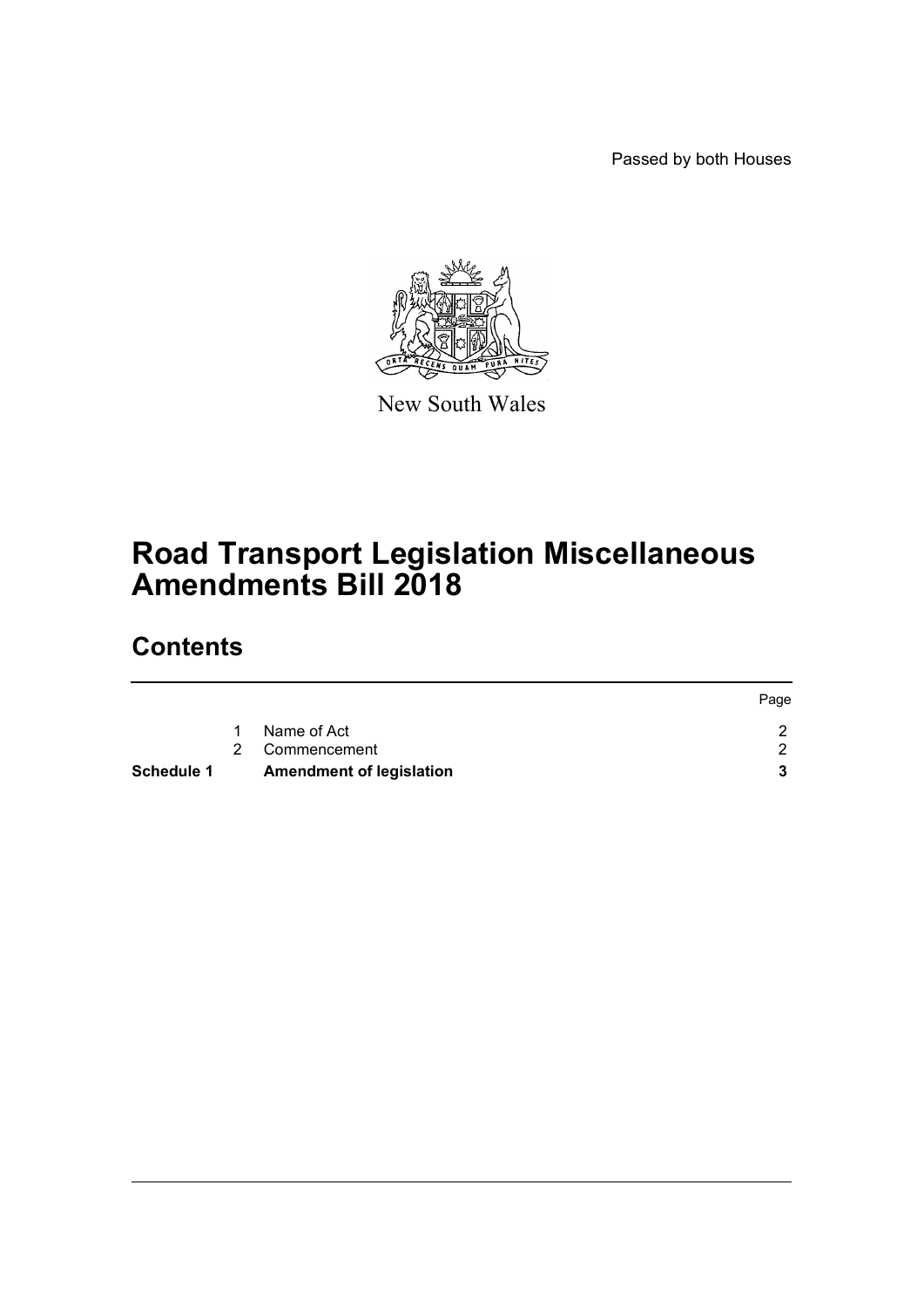Passed by both Houses

New South Wales

# Road Transport Legislation Miscellaneous Amendments Bill 2018

## Contents

| | | | Page |
|---|---|---|---|
| | 1 | Name of Act | 2 |
| | 2 | Commencement | 2 |
| **Schedule 1** | | **Amendment of legislation** | **3** |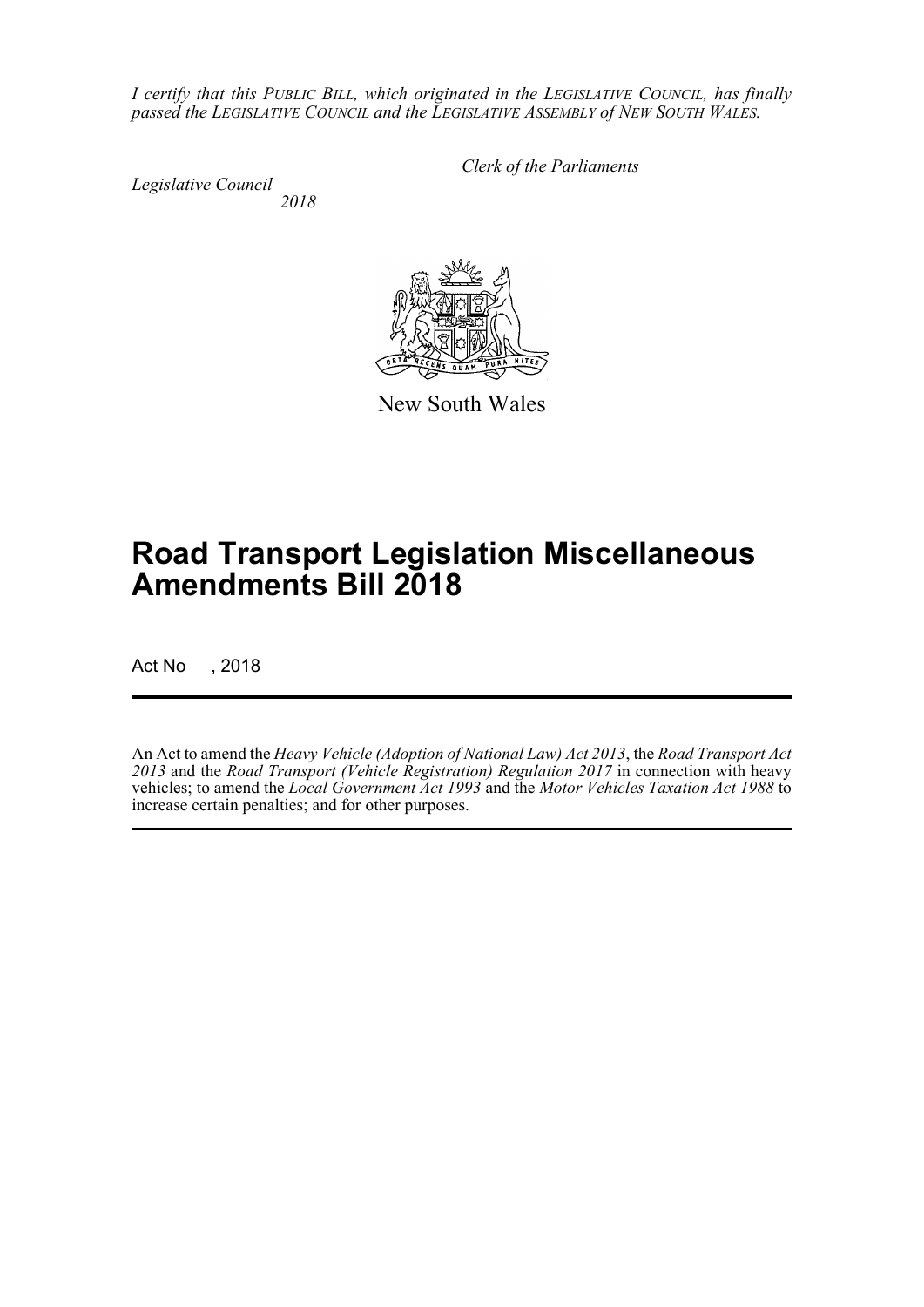*I certify that this PUBLIC BILL, which originated in the LEGISLATIVE COUNCIL, has finally passed the LEGISLATIVE COUNCIL and the LEGISLATIVE ASSEMBLY of NEW SOUTH WALES.*

*Clerk of the Parliaments*

*Legislative Council*
*2018*

New South Wales

# Road Transport Legislation Miscellaneous Amendments Bill 2018

Act No , 2018

An Act to amend the *Heavy Vehicle (Adoption of National Law) Act 2013*, the *Road Transport Act 2013* and the *Road Transport (Vehicle Registration) Regulation 2017* in connection with heavy vehicles; to amend the *Local Government Act 1993* and the *Motor Vehicles Taxation Act 1988* to increase certain penalties; and for other purposes.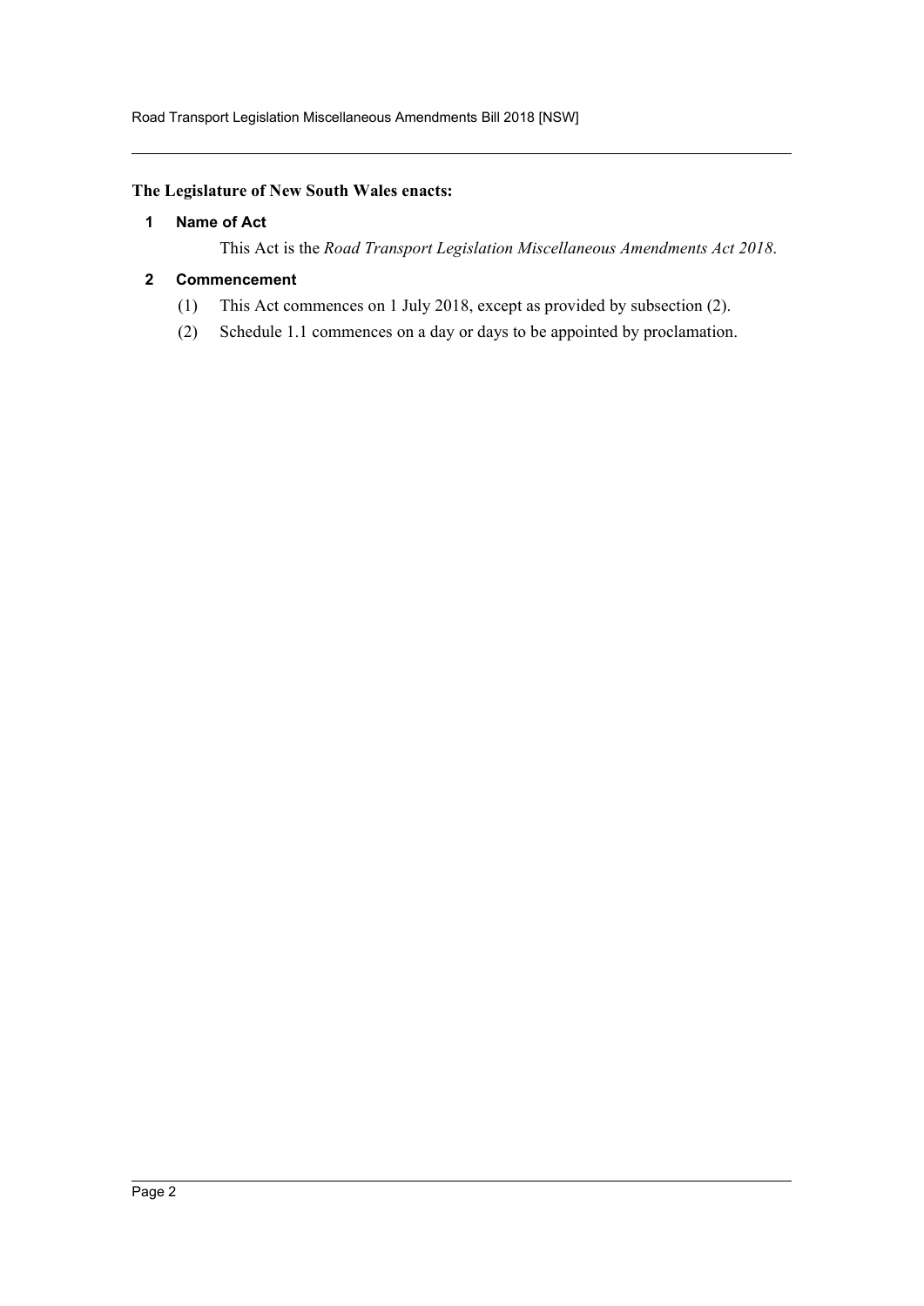**The Legislature of New South Wales enacts:**

### 1 Name of Act

This Act is the *Road Transport Legislation Miscellaneous Amendments Act 2018*.

### 2 Commencement

(1) This Act commences on 1 July 2018, except as provided by subsection (2).

(2) Schedule 1.1 commences on a day or days to be appointed by proclamation.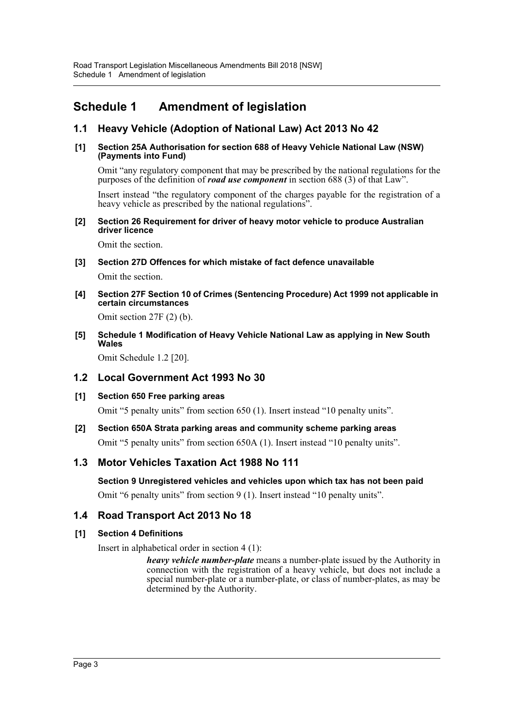# Schedule 1 Amendment of legislation

## 1.1 Heavy Vehicle (Adoption of National Law) Act 2013 No 42

**[1] Section 25A Authorisation for section 688 of Heavy Vehicle National Law (NSW) (Payments into Fund)**

Omit "any regulatory component that may be prescribed by the national regulations for the purposes of the definition of ***road use component*** in section 688 (3) of that Law".

Insert instead "the regulatory component of the charges payable for the registration of a heavy vehicle as prescribed by the national regulations".

**[2] Section 26 Requirement for driver of heavy motor vehicle to produce Australian driver licence**

Omit the section.

**[3] Section 27D Offences for which mistake of fact defence unavailable**

Omit the section.

**[4] Section 27F Section 10 of Crimes (Sentencing Procedure) Act 1999 not applicable in certain circumstances**

Omit section 27F (2) (b).

**[5] Schedule 1 Modification of Heavy Vehicle National Law as applying in New South Wales**

Omit Schedule 1.2 [20].

## 1.2 Local Government Act 1993 No 30

**[1] Section 650 Free parking areas**

Omit "5 penalty units" from section 650 (1). Insert instead "10 penalty units".

**[2] Section 650A Strata parking areas and community scheme parking areas**

Omit "5 penalty units" from section 650A (1). Insert instead "10 penalty units".

## 1.3 Motor Vehicles Taxation Act 1988 No 111

**Section 9 Unregistered vehicles and vehicles upon which tax has not been paid**

Omit "6 penalty units" from section 9 (1). Insert instead "10 penalty units".

## 1.4 Road Transport Act 2013 No 18

**[1] Section 4 Definitions**

Insert in alphabetical order in section 4 (1):

> ***heavy vehicle number-plate*** means a number-plate issued by the Authority in connection with the registration of a heavy vehicle, but does not include a special number-plate or a number-plate, or class of number-plates, as may be determined by the Authority.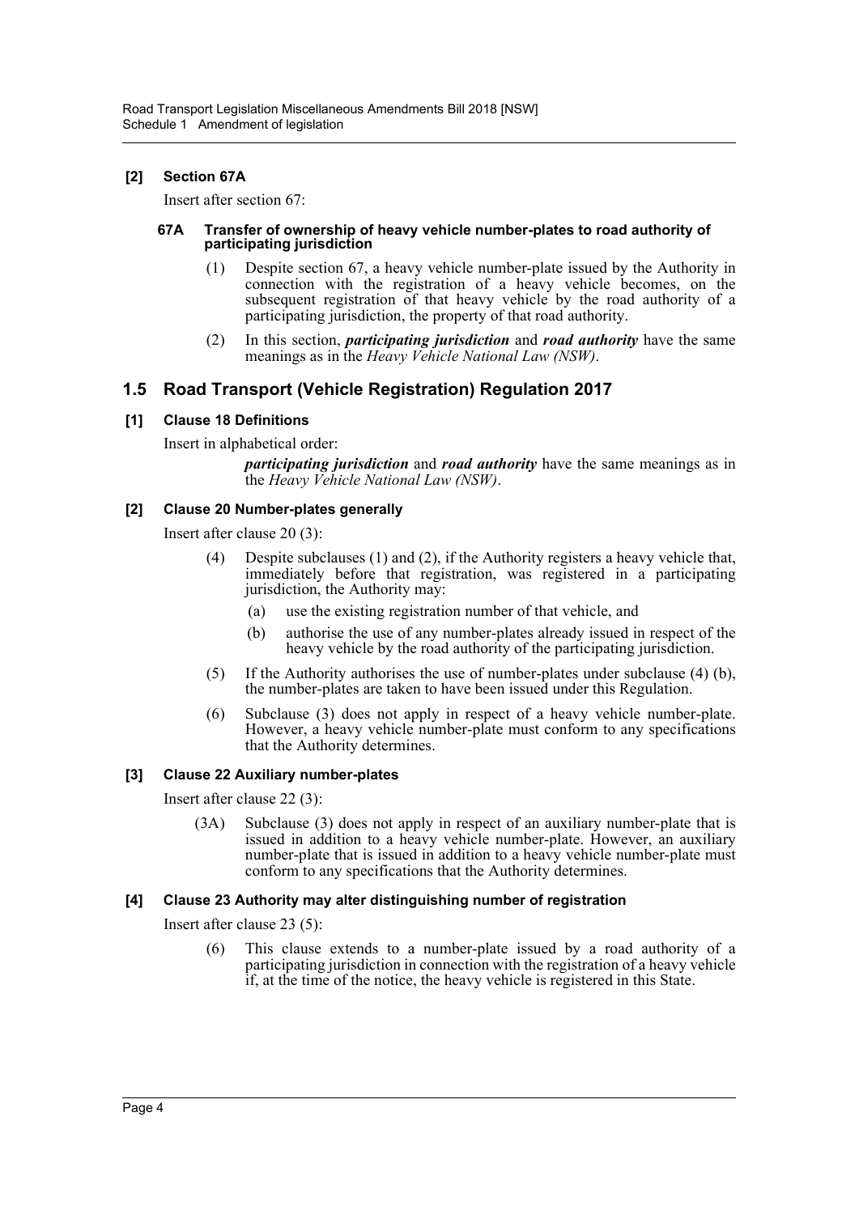### [2] Section 67A

Insert after section 67:

#### 67A Transfer of ownership of heavy vehicle number-plates to road authority of participating jurisdiction

(1) Despite section 67, a heavy vehicle number-plate issued by the Authority in connection with the registration of a heavy vehicle becomes, on the subsequent registration of that heavy vehicle by the road authority of a participating jurisdiction, the property of that road authority.

(2) In this section, ***participating jurisdiction*** and ***road authority*** have the same meanings as in the *Heavy Vehicle National Law (NSW)*.

## 1.5 Road Transport (Vehicle Registration) Regulation 2017

### [1] Clause 18 Definitions

Insert in alphabetical order:

> ***participating jurisdiction*** and ***road authority*** have the same meanings as in the *Heavy Vehicle National Law (NSW)*.

### [2] Clause 20 Number-plates generally

Insert after clause 20 (3):

(4) Despite subclauses (1) and (2), if the Authority registers a heavy vehicle that, immediately before that registration, was registered in a participating jurisdiction, the Authority may:

- (a) use the existing registration number of that vehicle, and
- (b) authorise the use of any number-plates already issued in respect of the heavy vehicle by the road authority of the participating jurisdiction.

(5) If the Authority authorises the use of number-plates under subclause (4) (b), the number-plates are taken to have been issued under this Regulation.

(6) Subclause (3) does not apply in respect of a heavy vehicle number-plate. However, a heavy vehicle number-plate must conform to any specifications that the Authority determines.

### [3] Clause 22 Auxiliary number-plates

Insert after clause 22 (3):

(3A) Subclause (3) does not apply in respect of an auxiliary number-plate that is issued in addition to a heavy vehicle number-plate. However, an auxiliary number-plate that is issued in addition to a heavy vehicle number-plate must conform to any specifications that the Authority determines.

### [4] Clause 23 Authority may alter distinguishing number of registration

Insert after clause 23 (5):

(6) This clause extends to a number-plate issued by a road authority of a participating jurisdiction in connection with the registration of a heavy vehicle if, at the time of the notice, the heavy vehicle is registered in this State.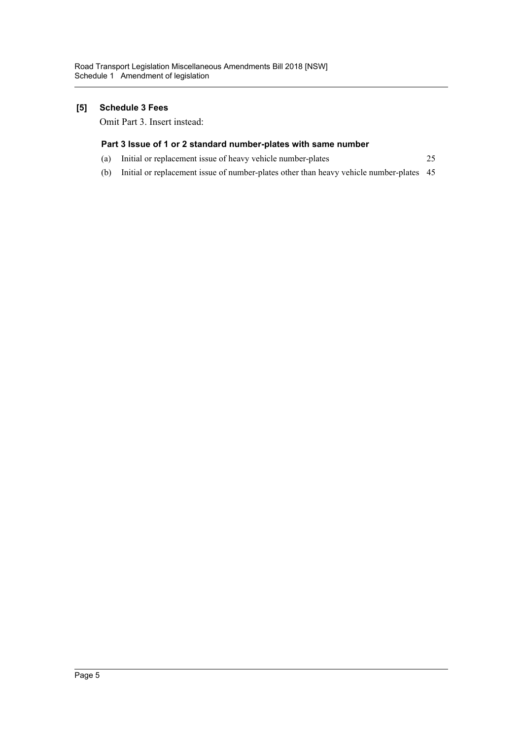**[5] Schedule 3 Fees**

Omit Part 3. Insert instead:

**Part 3 Issue of 1 or 2 standard number-plates with same number**

| | | |
|---|---|---|
| (a) | Initial or replacement issue of heavy vehicle number-plates | 25 |
| (b) | Initial or replacement issue of number-plates other than heavy vehicle number-plates | 45 |